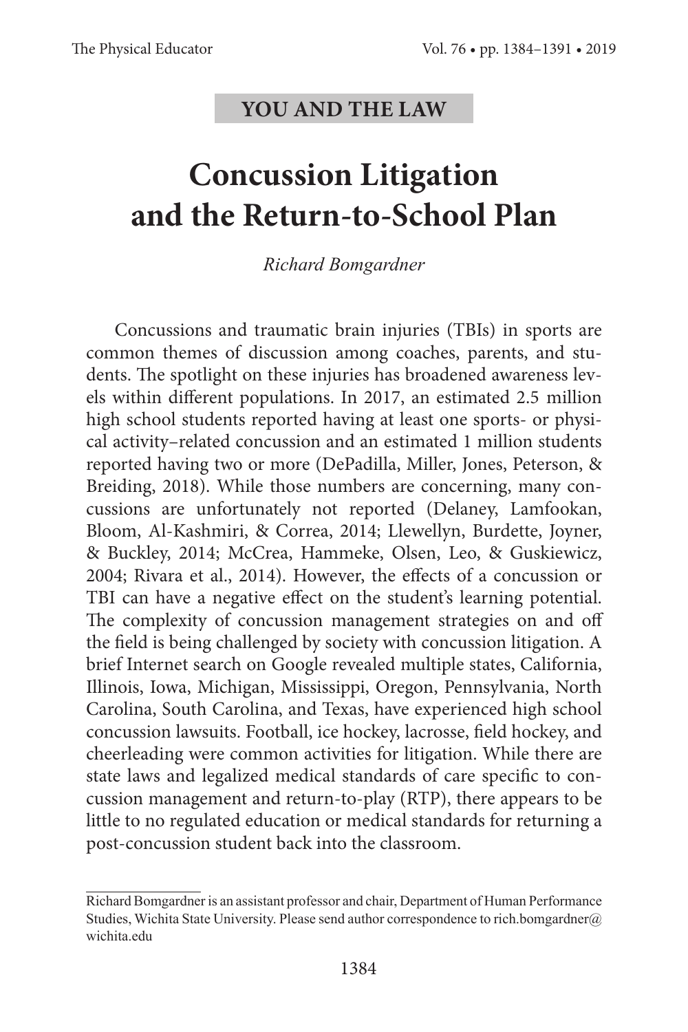**YOU AND THE LAW**

# Concussion Litigation and the Return-to-School Plan

*Richard Bomgardner*

Concussions and traumatic brain injuries (TBIs) in sports are common themes of discussion among coaches, parents, and students. The spotlight on these injuries has broadened awareness levels within different populations. In 2017, an estimated 2.5 million high school students reported having at least one sports- or physical activity–related concussion and an estimated 1 million students reported having two or more (DePadilla, Miller, Jones, Peterson, & Breiding, 2018). While those numbers are concerning, many concussions are unfortunately not reported (Delaney, Lamfookan, Bloom, Al-Kashmiri, & Correa, 2014; Llewellyn, Burdette, Joyner, & Buckley, 2014; McCrea, Hammeke, Olsen, Leo, & Guskiewicz, 2004; Rivara et al., 2014). However, the effects of a concussion or TBI can have a negative effect on the student's learning potential. The complexity of concussion management strategies on and off the field is being challenged by society with concussion litigation. A brief Internet search on Google revealed multiple states, California, Illinois, Iowa, Michigan, Mississippi, Oregon, Pennsylvania, North Carolina, South Carolina, and Texas, have experienced high school concussion lawsuits. Football, ice hockey, lacrosse, field hockey, and cheerleading were common activities for litigation. While there are state laws and legalized medical standards of care specific to concussion management and return-to-play (RTP), there appears to be little to no regulated education or medical standards for returning a post-concussion student back into the classroom.

---

Richard Bomgardner is an assistant professor and chair, Department of Human Performance Studies, Wichita State University. Please send author correspondence to rich.bomgardner@wichita.edu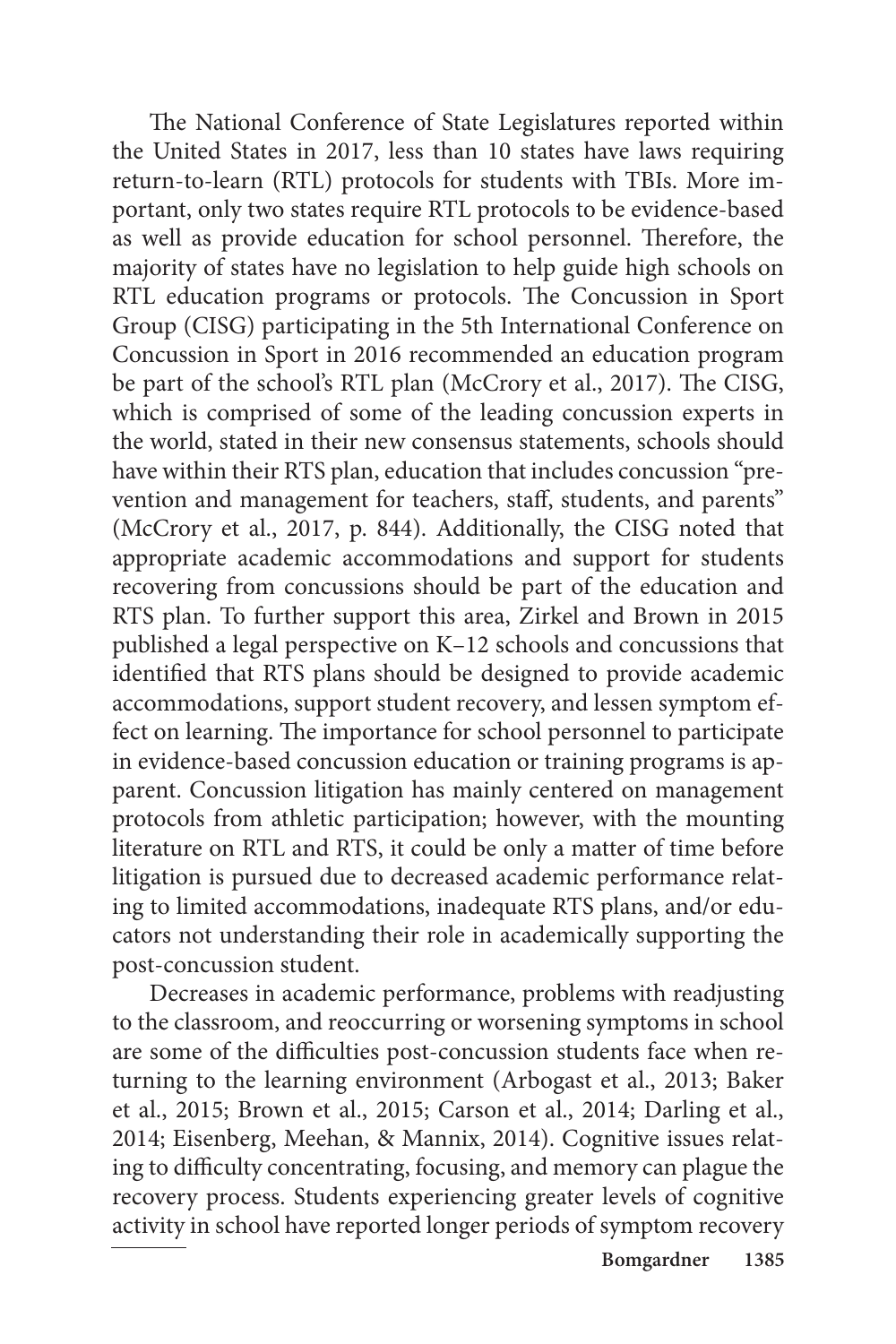The National Conference of State Legislatures reported within the United States in 2017, less than 10 states have laws requiring return-to-learn (RTL) protocols for students with TBIs. More important, only two states require RTL protocols to be evidence-based as well as provide education for school personnel. Therefore, the majority of states have no legislation to help guide high schools on RTL education programs or protocols. The Concussion in Sport Group (CISG) participating in the 5th International Conference on Concussion in Sport in 2016 recommended an education program be part of the school's RTL plan (McCrory et al., 2017). The CISG, which is comprised of some of the leading concussion experts in the world, stated in their new consensus statements, schools should have within their RTS plan, education that includes concussion "prevention and management for teachers, staff, students, and parents" (McCrory et al., 2017, p. 844). Additionally, the CISG noted that appropriate academic accommodations and support for students recovering from concussions should be part of the education and RTS plan. To further support this area, Zirkel and Brown in 2015 published a legal perspective on K–12 schools and concussions that identified that RTS plans should be designed to provide academic accommodations, support student recovery, and lessen symptom effect on learning. The importance for school personnel to participate in evidence-based concussion education or training programs is apparent. Concussion litigation has mainly centered on management protocols from athletic participation; however, with the mounting literature on RTL and RTS, it could be only a matter of time before litigation is pursued due to decreased academic performance relating to limited accommodations, inadequate RTS plans, and/or educators not understanding their role in academically supporting the post-concussion student.

Decreases in academic performance, problems with readjusting to the classroom, and reoccurring or worsening symptoms in school are some of the difficulties post-concussion students face when returning to the learning environment (Arbogast et al., 2013; Baker et al., 2015; Brown et al., 2015; Carson et al., 2014; Darling et al., 2014; Eisenberg, Meehan, & Mannix, 2014). Cognitive issues relating to difficulty concentrating, focusing, and memory can plague the recovery process. Students experiencing greater levels of cognitive activity in school have reported longer periods of symptom recovery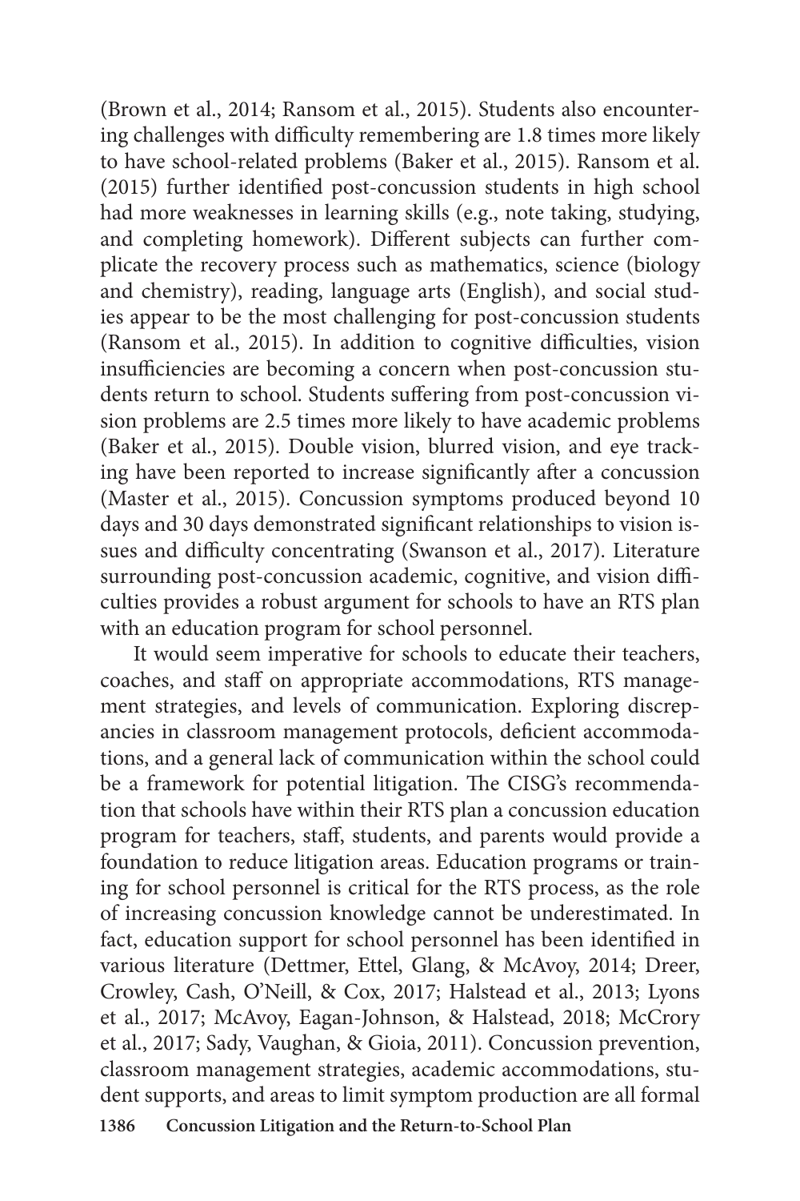(Brown et al., 2014; Ransom et al., 2015). Students also encountering challenges with difficulty remembering are 1.8 times more likely to have school-related problems (Baker et al., 2015). Ransom et al. (2015) further identified post-concussion students in high school had more weaknesses in learning skills (e.g., note taking, studying, and completing homework). Different subjects can further complicate the recovery process such as mathematics, science (biology and chemistry), reading, language arts (English), and social studies appear to be the most challenging for post-concussion students (Ransom et al., 2015). In addition to cognitive difficulties, vision insufficiencies are becoming a concern when post-concussion students return to school. Students suffering from post-concussion vision problems are 2.5 times more likely to have academic problems (Baker et al., 2015). Double vision, blurred vision, and eye tracking have been reported to increase significantly after a concussion (Master et al., 2015). Concussion symptoms produced beyond 10 days and 30 days demonstrated significant relationships to vision issues and difficulty concentrating (Swanson et al., 2017). Literature surrounding post-concussion academic, cognitive, and vision difficulties provides a robust argument for schools to have an RTS plan with an education program for school personnel.

It would seem imperative for schools to educate their teachers, coaches, and staff on appropriate accommodations, RTS management strategies, and levels of communication. Exploring discrepancies in classroom management protocols, deficient accommodations, and a general lack of communication within the school could be a framework for potential litigation. The CISG's recommendation that schools have within their RTS plan a concussion education program for teachers, staff, students, and parents would provide a foundation to reduce litigation areas. Education programs or training for school personnel is critical for the RTS process, as the role of increasing concussion knowledge cannot be underestimated. In fact, education support for school personnel has been identified in various literature (Dettmer, Ettel, Glang, & McAvoy, 2014; Dreer, Crowley, Cash, O'Neill, & Cox, 2017; Halstead et al., 2013; Lyons et al., 2017; McAvoy, Eagan-Johnson, & Halstead, 2018; McCrory et al., 2017; Sady, Vaughan, & Gioia, 2011). Concussion prevention, classroom management strategies, academic accommodations, student supports, and areas to limit symptom production are all formal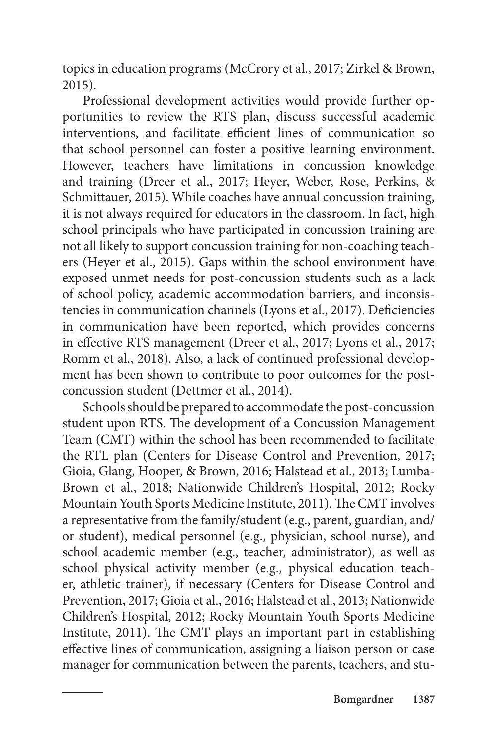topics in education programs (McCrory et al., 2017; Zirkel & Brown, 2015).

Professional development activities would provide further opportunities to review the RTS plan, discuss successful academic interventions, and facilitate efficient lines of communication so that school personnel can foster a positive learning environment. However, teachers have limitations in concussion knowledge and training (Dreer et al., 2017; Heyer, Weber, Rose, Perkins, & Schmittauer, 2015). While coaches have annual concussion training, it is not always required for educators in the classroom. In fact, high school principals who have participated in concussion training are not all likely to support concussion training for non-coaching teachers (Heyer et al., 2015). Gaps within the school environment have exposed unmet needs for post-concussion students such as a lack of school policy, academic accommodation barriers, and inconsistencies in communication channels (Lyons et al., 2017). Deficiencies in communication have been reported, which provides concerns in effective RTS management (Dreer et al., 2017; Lyons et al., 2017; Romm et al., 2018). Also, a lack of continued professional development has been shown to contribute to poor outcomes for the post-concussion student (Dettmer et al., 2014).

Schools should be prepared to accommodate the post-concussion student upon RTS. The development of a Concussion Management Team (CMT) within the school has been recommended to facilitate the RTL plan (Centers for Disease Control and Prevention, 2017; Gioia, Glang, Hooper, & Brown, 2016; Halstead et al., 2013; Lumba-Brown et al., 2018; Nationwide Children's Hospital, 2012; Rocky Mountain Youth Sports Medicine Institute, 2011). The CMT involves a representative from the family/student (e.g., parent, guardian, and/or student), medical personnel (e.g., physician, school nurse), and school academic member (e.g., teacher, administrator), as well as school physical activity member (e.g., physical education teacher, athletic trainer), if necessary (Centers for Disease Control and Prevention, 2017; Gioia et al., 2016; Halstead et al., 2013; Nationwide Children's Hospital, 2012; Rocky Mountain Youth Sports Medicine Institute, 2011). The CMT plays an important part in establishing effective lines of communication, assigning a liaison person or case manager for communication between the parents, teachers, and stu-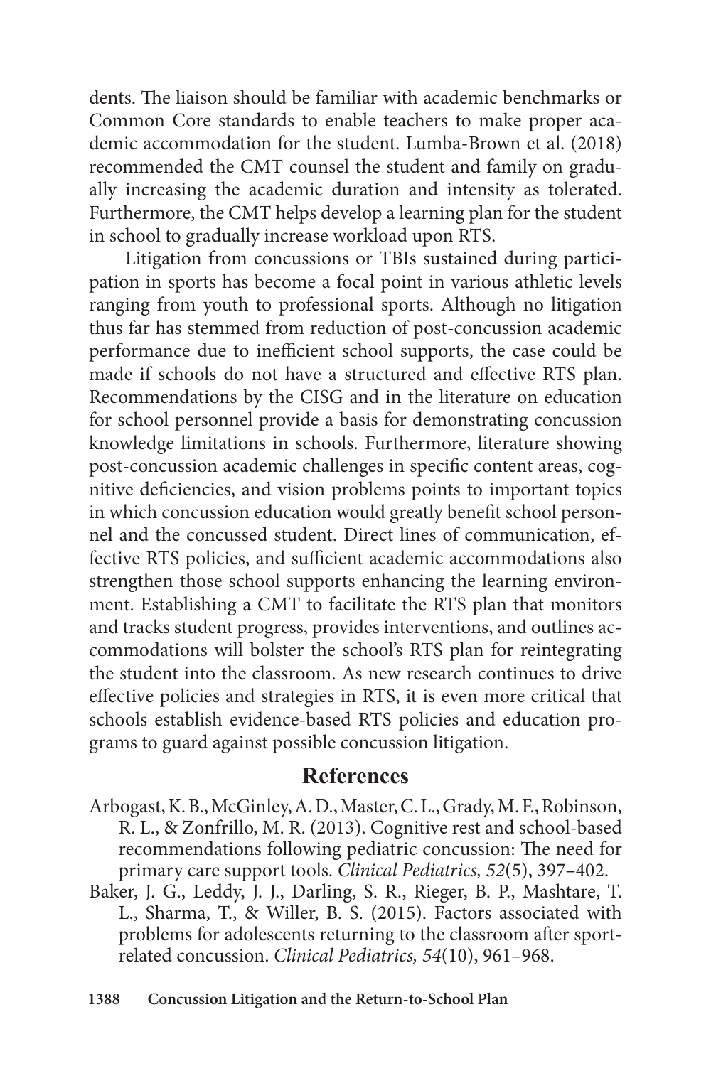dents. The liaison should be familiar with academic benchmarks or Common Core standards to enable teachers to make proper academic accommodation for the student. Lumba-Brown et al. (2018) recommended the CMT counsel the student and family on gradually increasing the academic duration and intensity as tolerated. Furthermore, the CMT helps develop a learning plan for the student in school to gradually increase workload upon RTS.

Litigation from concussions or TBIs sustained during participation in sports has become a focal point in various athletic levels ranging from youth to professional sports. Although no litigation thus far has stemmed from reduction of post-concussion academic performance due to inefficient school supports, the case could be made if schools do not have a structured and effective RTS plan. Recommendations by the CISG and in the literature on education for school personnel provide a basis for demonstrating concussion knowledge limitations in schools. Furthermore, literature showing post-concussion academic challenges in specific content areas, cognitive deficiencies, and vision problems points to important topics in which concussion education would greatly benefit school personnel and the concussed student. Direct lines of communication, effective RTS policies, and sufficient academic accommodations also strengthen those school supports enhancing the learning environment. Establishing a CMT to facilitate the RTS plan that monitors and tracks student progress, provides interventions, and outlines accommodations will bolster the school's RTS plan for reintegrating the student into the classroom. As new research continues to drive effective policies and strategies in RTS, it is even more critical that schools establish evidence-based RTS policies and education programs to guard against possible concussion litigation.

## References

Arbogast, K. B., McGinley, A. D., Master, C. L., Grady, M. F., Robinson, R. L., & Zonfrillo, M. R. (2013). Cognitive rest and school-based recommendations following pediatric concussion: The need for primary care support tools. *Clinical Pediatrics, 52*(5), 397–402.

Baker, J. G., Leddy, J. J., Darling, S. R., Rieger, B. P., Mashtare, T. L., Sharma, T., & Willer, B. S. (2015). Factors associated with problems for adolescents returning to the classroom after sport-related concussion. *Clinical Pediatrics, 54*(10), 961–968.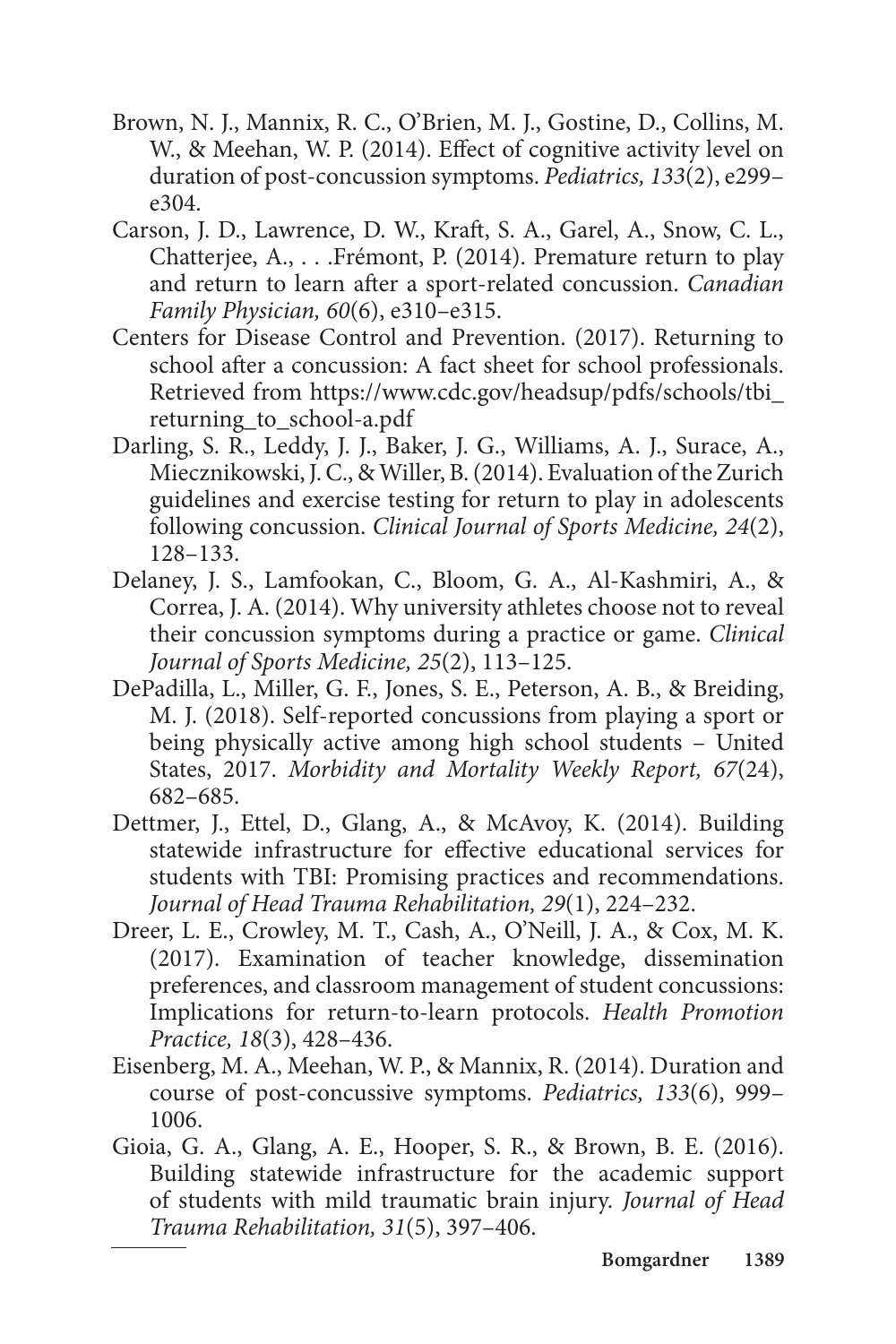Brown, N. J., Mannix, R. C., O'Brien, M. J., Gostine, D., Collins, M. W., & Meehan, W. P. (2014). Effect of cognitive activity level on duration of post-concussion symptoms. *Pediatrics, 133*(2), e299–e304.

Carson, J. D., Lawrence, D. W., Kraft, S. A., Garel, A., Snow, C. L., Chatterjee, A., . . .Frémont, P. (2014). Premature return to play and return to learn after a sport-related concussion. *Canadian Family Physician, 60*(6), e310–e315.

Centers for Disease Control and Prevention. (2017). Returning to school after a concussion: A fact sheet for school professionals. Retrieved from https://www.cdc.gov/headsup/pdfs/schools/tbi_returning_to_school-a.pdf

Darling, S. R., Leddy, J. J., Baker, J. G., Williams, A. J., Surace, A., Miecznikowski, J. C., & Willer, B. (2014). Evaluation of the Zurich guidelines and exercise testing for return to play in adolescents following concussion. *Clinical Journal of Sports Medicine, 24*(2), 128–133.

Delaney, J. S., Lamfookan, C., Bloom, G. A., Al-Kashmiri, A., & Correa, J. A. (2014). Why university athletes choose not to reveal their concussion symptoms during a practice or game. *Clinical Journal of Sports Medicine, 25*(2), 113–125.

DePadilla, L., Miller, G. F., Jones, S. E., Peterson, A. B., & Breiding, M. J. (2018). Self-reported concussions from playing a sport or being physically active among high school students – United States, 2017. *Morbidity and Mortality Weekly Report, 67*(24), 682–685.

Dettmer, J., Ettel, D., Glang, A., & McAvoy, K. (2014). Building statewide infrastructure for effective educational services for students with TBI: Promising practices and recommendations. *Journal of Head Trauma Rehabilitation, 29*(1), 224–232.

Dreer, L. E., Crowley, M. T., Cash, A., O'Neill, J. A., & Cox, M. K. (2017). Examination of teacher knowledge, dissemination preferences, and classroom management of student concussions: Implications for return-to-learn protocols. *Health Promotion Practice, 18*(3), 428–436.

Eisenberg, M. A., Meehan, W. P., & Mannix, R. (2014). Duration and course of post-concussive symptoms. *Pediatrics, 133*(6), 999–1006.

Gioia, G. A., Glang, A. E., Hooper, S. R., & Brown, B. E. (2016). Building statewide infrastructure for the academic support of students with mild traumatic brain injury. *Journal of Head Trauma Rehabilitation, 31*(5), 397–406.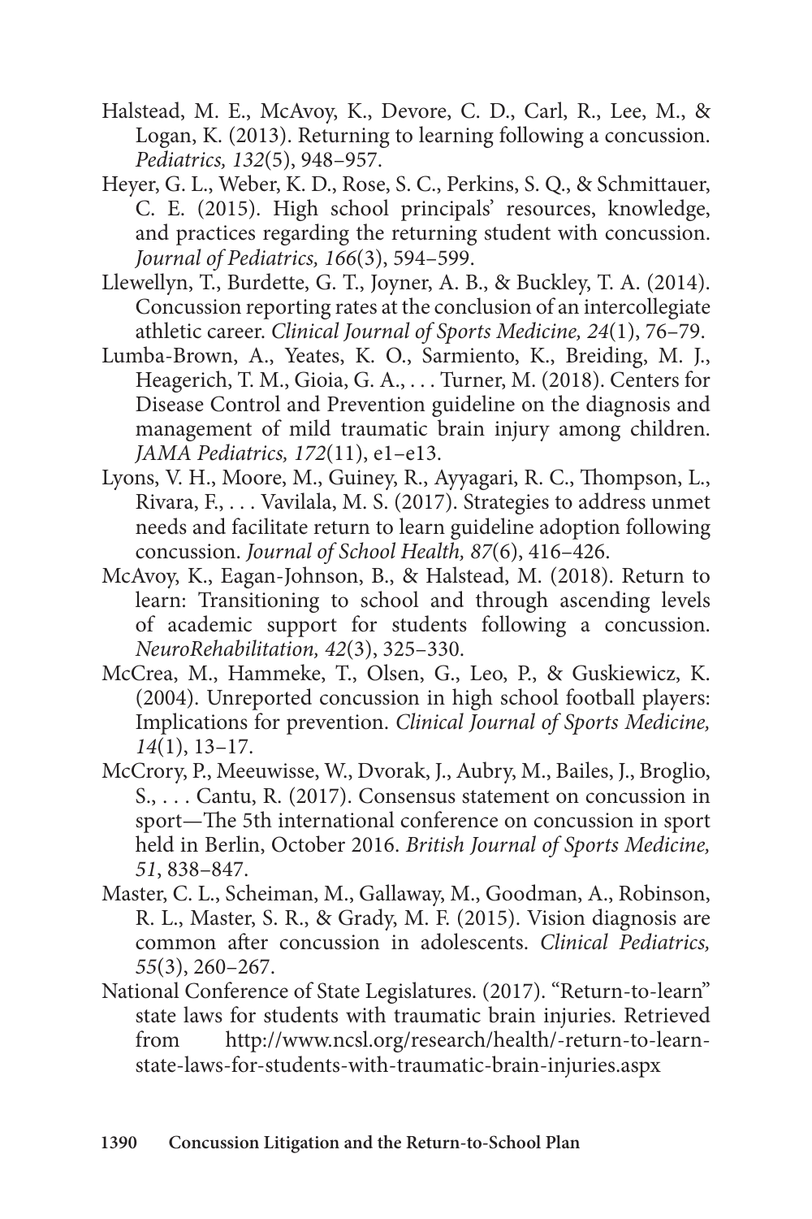Halstead, M. E., McAvoy, K., Devore, C. D., Carl, R., Lee, M., & Logan, K. (2013). Returning to learning following a concussion. *Pediatrics, 132*(5), 948–957.

Heyer, G. L., Weber, K. D., Rose, S. C., Perkins, S. Q., & Schmittauer, C. E. (2015). High school principals' resources, knowledge, and practices regarding the returning student with concussion. *Journal of Pediatrics, 166*(3), 594–599.

Llewellyn, T., Burdette, G. T., Joyner, A. B., & Buckley, T. A. (2014). Concussion reporting rates at the conclusion of an intercollegiate athletic career. *Clinical Journal of Sports Medicine, 24*(1), 76–79.

Lumba-Brown, A., Yeates, K. O., Sarmiento, K., Breiding, M. J., Heagerich, T. M., Gioia, G. A., . . . Turner, M. (2018). Centers for Disease Control and Prevention guideline on the diagnosis and management of mild traumatic brain injury among children. *JAMA Pediatrics, 172*(11), e1–e13.

Lyons, V. H., Moore, M., Guiney, R., Ayyagari, R. C., Thompson, L., Rivara, F., . . . Vavilala, M. S. (2017). Strategies to address unmet needs and facilitate return to learn guideline adoption following concussion. *Journal of School Health, 87*(6), 416–426.

McAvoy, K., Eagan-Johnson, B., & Halstead, M. (2018). Return to learn: Transitioning to school and through ascending levels of academic support for students following a concussion. *NeuroRehabilitation, 42*(3), 325–330.

McCrea, M., Hammeke, T., Olsen, G., Leo, P., & Guskiewicz, K. (2004). Unreported concussion in high school football players: Implications for prevention. *Clinical Journal of Sports Medicine, 14*(1), 13–17.

McCrory, P., Meeuwisse, W., Dvorak, J., Aubry, M., Bailes, J., Broglio, S., . . . Cantu, R. (2017). Consensus statement on concussion in sport—The 5th international conference on concussion in sport held in Berlin, October 2016. *British Journal of Sports Medicine, 51*, 838–847.

Master, C. L., Scheiman, M., Gallaway, M., Goodman, A., Robinson, R. L., Master, S. R., & Grady, M. F. (2015). Vision diagnosis are common after concussion in adolescents. *Clinical Pediatrics, 55*(3), 260–267.

National Conference of State Legislatures. (2017). "Return-to-learn" state laws for students with traumatic brain injuries. Retrieved from http://www.ncsl.org/research/health/-return-to-learn-state-laws-for-students-with-traumatic-brain-injuries.aspx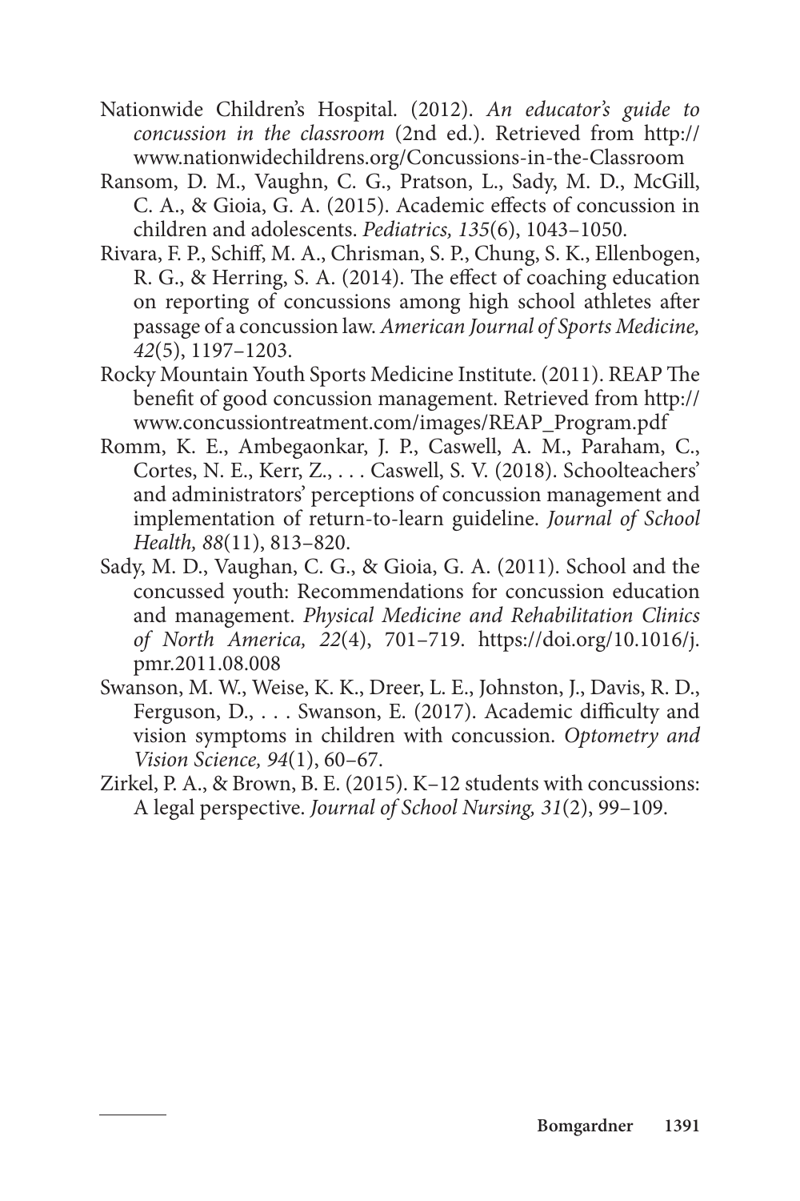Nationwide Children's Hospital. (2012). *An educator's guide to concussion in the classroom* (2nd ed.). Retrieved from http://www.nationwidechildrens.org/Concussions-in-the-Classroom

Ransom, D. M., Vaughn, C. G., Pratson, L., Sady, M. D., McGill, C. A., & Gioia, G. A. (2015). Academic effects of concussion in children and adolescents. *Pediatrics, 135*(6), 1043–1050.

Rivara, F. P., Schiff, M. A., Chrisman, S. P., Chung, S. K., Ellenbogen, R. G., & Herring, S. A. (2014). The effect of coaching education on reporting of concussions among high school athletes after passage of a concussion law. *American Journal of Sports Medicine, 42*(5), 1197–1203.

Rocky Mountain Youth Sports Medicine Institute. (2011). REAP The benefit of good concussion management. Retrieved from http://www.concussiontreatment.com/images/REAP_Program.pdf

Romm, K. E., Ambegaonkar, J. P., Caswell, A. M., Paraham, C., Cortes, N. E., Kerr, Z., . . . Caswell, S. V. (2018). Schoolteachers' and administrators' perceptions of concussion management and implementation of return-to-learn guideline. *Journal of School Health, 88*(11), 813–820.

Sady, M. D., Vaughan, C. G., & Gioia, G. A. (2011). School and the concussed youth: Recommendations for concussion education and management. *Physical Medicine and Rehabilitation Clinics of North America, 22*(4), 701–719. https://doi.org/10.1016/j.pmr.2011.08.008

Swanson, M. W., Weise, K. K., Dreer, L. E., Johnston, J., Davis, R. D., Ferguson, D., . . . Swanson, E. (2017). Academic difficulty and vision symptoms in children with concussion. *Optometry and Vision Science, 94*(1), 60–67.

Zirkel, P. A., & Brown, B. E. (2015). K–12 students with concussions: A legal perspective. *Journal of School Nursing, 31*(2), 99–109.